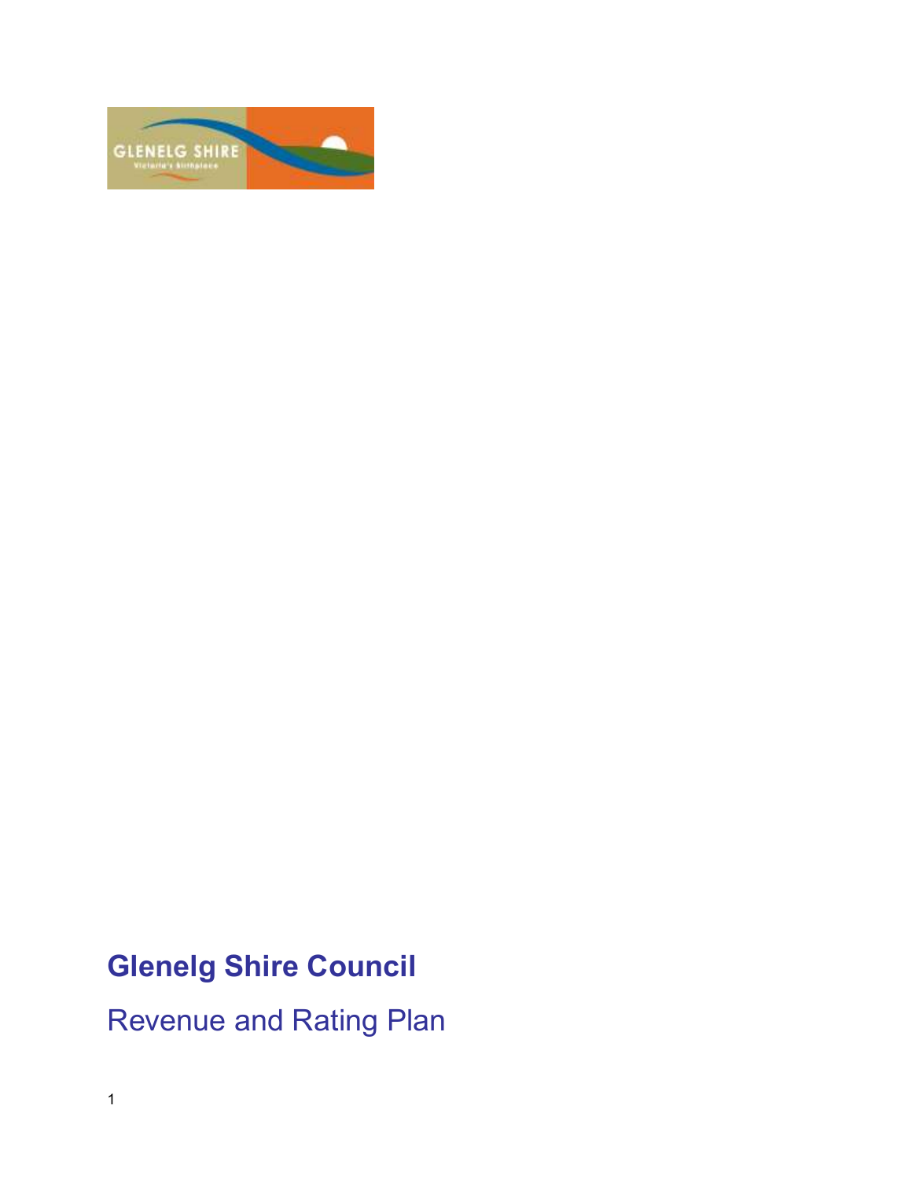# Glenelg Shire Council

## Revenue and Rating Plan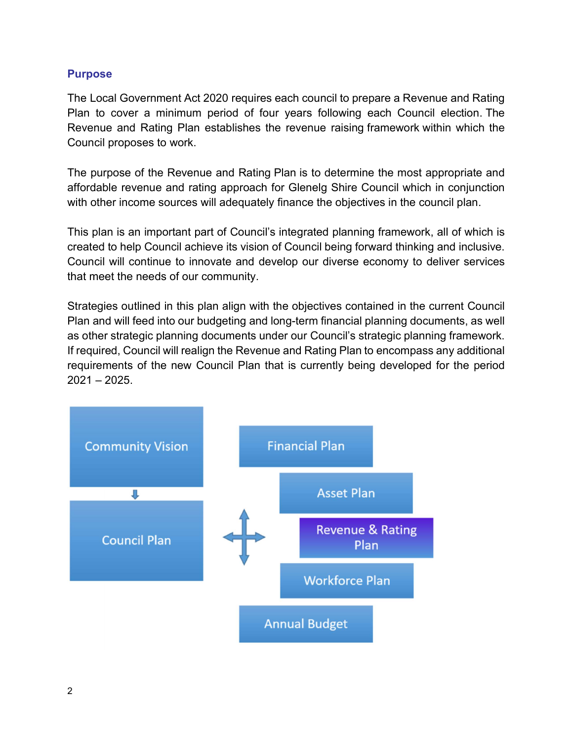## Purpose

The Local Government Act 2020 requires each council to prepare a Revenue and Rating Plan to cover a minimum period of four years following each Council election. The Revenue and Rating Plan establishes the revenue raising framework within which the Council proposes to work.

The purpose of the Revenue and Rating Plan is to determine the most appropriate and affordable revenue and rating approach for Glenelg Shire Council which in conjunction with other income sources will adequately finance the objectives in the council plan.

This plan is an important part of Council's integrated planning framework, all of which is created to help Council achieve its vision of Council being forward thinking and inclusive. Council will continue to innovate and develop our diverse economy to deliver services that meet the needs of our community.

Strategies outlined in this plan align with the objectives contained in the current Council Plan and will feed into our budgeting and long-term financial planning documents, as well as other strategic planning documents under our Council's strategic planning framework. If required, Council will realign the Revenue and Rating Plan to encompass any additional requirements of the new Council Plan that is currently being developed for the period 2021 – 2025.

Community Vision

Council Plan

Financial Plan

Asset Plan

Revenue & Rating Plan

Workforce Plan

Annual Budget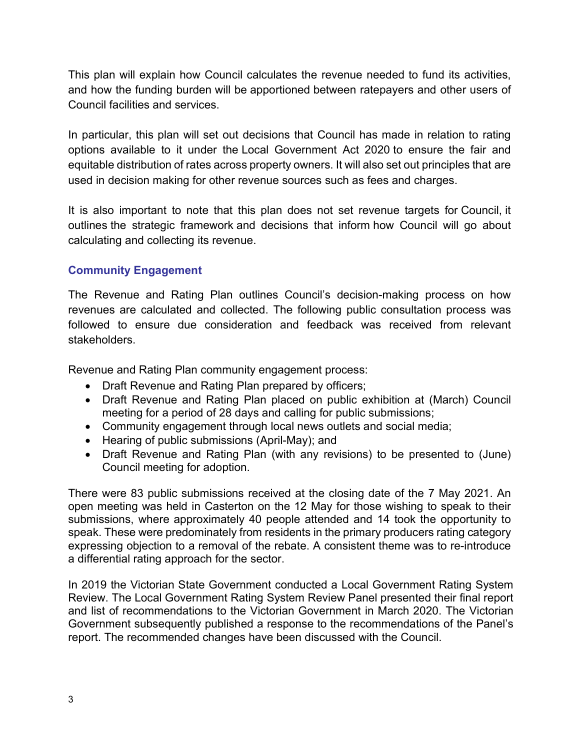This plan will explain how Council calculates the revenue needed to fund its activities, and how the funding burden will be apportioned between ratepayers and other users of Council facilities and services.

In particular, this plan will set out decisions that Council has made in relation to rating options available to it under the Local Government Act 2020 to ensure the fair and equitable distribution of rates across property owners. It will also set out principles that are used in decision making for other revenue sources such as fees and charges.

It is also important to note that this plan does not set revenue targets for Council, it outlines the strategic framework and decisions that inform how Council will go about calculating and collecting its revenue.

## Community Engagement

The Revenue and Rating Plan outlines Council's decision-making process on how revenues are calculated and collected. The following public consultation process was followed to ensure due consideration and feedback was received from relevant stakeholders.

Revenue and Rating Plan community engagement process:

- Draft Revenue and Rating Plan prepared by officers;
- Draft Revenue and Rating Plan placed on public exhibition at (March) Council meeting for a period of 28 days and calling for public submissions;
- Community engagement through local news outlets and social media;
- Hearing of public submissions (April-May); and
- Draft Revenue and Rating Plan (with any revisions) to be presented to (June) Council meeting for adoption.

There were 83 public submissions received at the closing date of the 7 May 2021. An open meeting was held in Casterton on the 12 May for those wishing to speak to their submissions, where approximately 40 people attended and 14 took the opportunity to speak. These were predominately from residents in the primary producers rating category expressing objection to a removal of the rebate. A consistent theme was to re-introduce a differential rating approach for the sector.

In 2019 the Victorian State Government conducted a Local Government Rating System Review. The Local Government Rating System Review Panel presented their final report and list of recommendations to the Victorian Government in March 2020. The Victorian Government subsequently published a response to the recommendations of the Panel's report. The recommended changes have been discussed with the Council.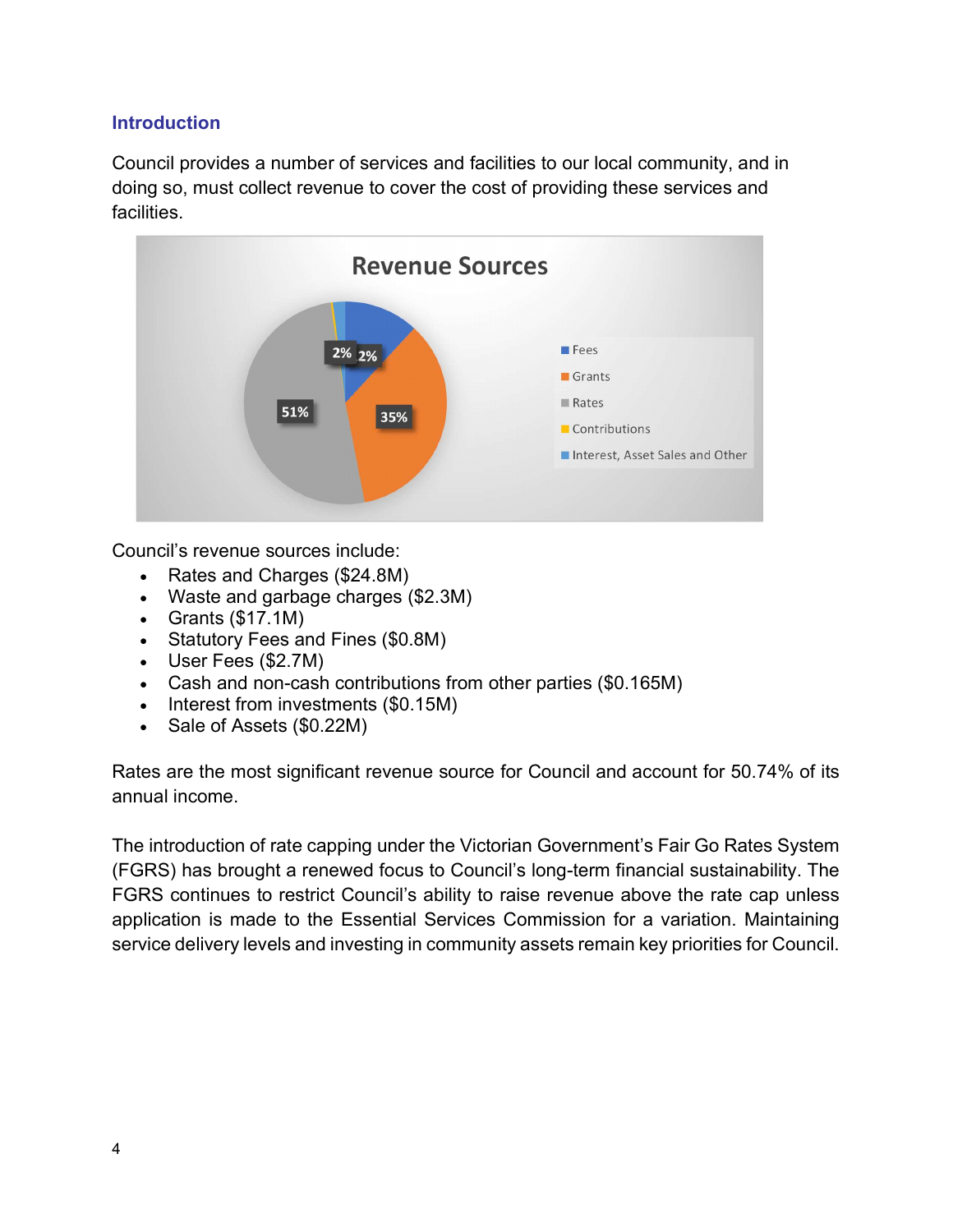## Introduction

Council provides a number of services and facilities to our local community, and in doing so, must collect revenue to cover the cost of providing these services and facilities.

Council's revenue sources include:

- Rates and Charges ($24.8M)
- Waste and garbage charges ($2.3M)
- Grants ($17.1M)
- Statutory Fees and Fines ($0.8M)
- User Fees ($2.7M)
- Cash and non-cash contributions from other parties ($0.165M)
- Interest from investments ($0.15M)
- Sale of Assets ($0.22M)

Rates are the most significant revenue source for Council and account for 50.74% of its annual income.

The introduction of rate capping under the Victorian Government's Fair Go Rates System (FGRS) has brought a renewed focus to Council's long-term financial sustainability. The FGRS continues to restrict Council's ability to raise revenue above the rate cap unless application is made to the Essential Services Commission for a variation. Maintaining service delivery levels and investing in community assets remain key priorities for Council.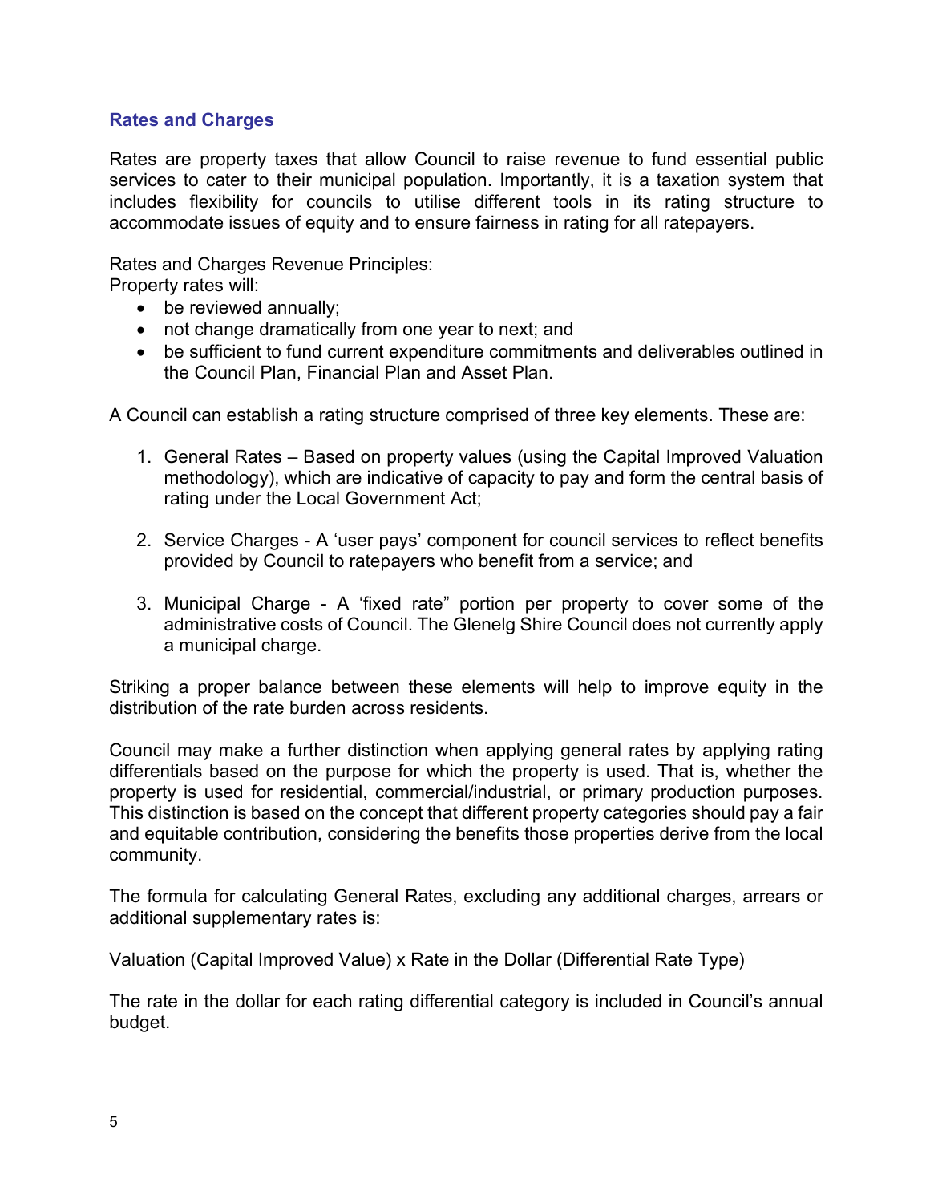## Rates and Charges

Rates are property taxes that allow Council to raise revenue to fund essential public services to cater to their municipal population. Importantly, it is a taxation system that includes flexibility for councils to utilise different tools in its rating structure to accommodate issues of equity and to ensure fairness in rating for all ratepayers.

Rates and Charges Revenue Principles:
Property rates will:

- be reviewed annually;
- not change dramatically from one year to next; and
- be sufficient to fund current expenditure commitments and deliverables outlined in the Council Plan, Financial Plan and Asset Plan.

A Council can establish a rating structure comprised of three key elements. These are:

1. General Rates – Based on property values (using the Capital Improved Valuation methodology), which are indicative of capacity to pay and form the central basis of rating under the Local Government Act;

2. Service Charges - A 'user pays' component for council services to reflect benefits provided by Council to ratepayers who benefit from a service; and

3. Municipal Charge - A 'fixed rate" portion per property to cover some of the administrative costs of Council. The Glenelg Shire Council does not currently apply a municipal charge.

Striking a proper balance between these elements will help to improve equity in the distribution of the rate burden across residents.

Council may make a further distinction when applying general rates by applying rating differentials based on the purpose for which the property is used. That is, whether the property is used for residential, commercial/industrial, or primary production purposes. This distinction is based on the concept that different property categories should pay a fair and equitable contribution, considering the benefits those properties derive from the local community.

The formula for calculating General Rates, excluding any additional charges, arrears or additional supplementary rates is:

Valuation (Capital Improved Value) x Rate in the Dollar (Differential Rate Type)

The rate in the dollar for each rating differential category is included in Council's annual budget.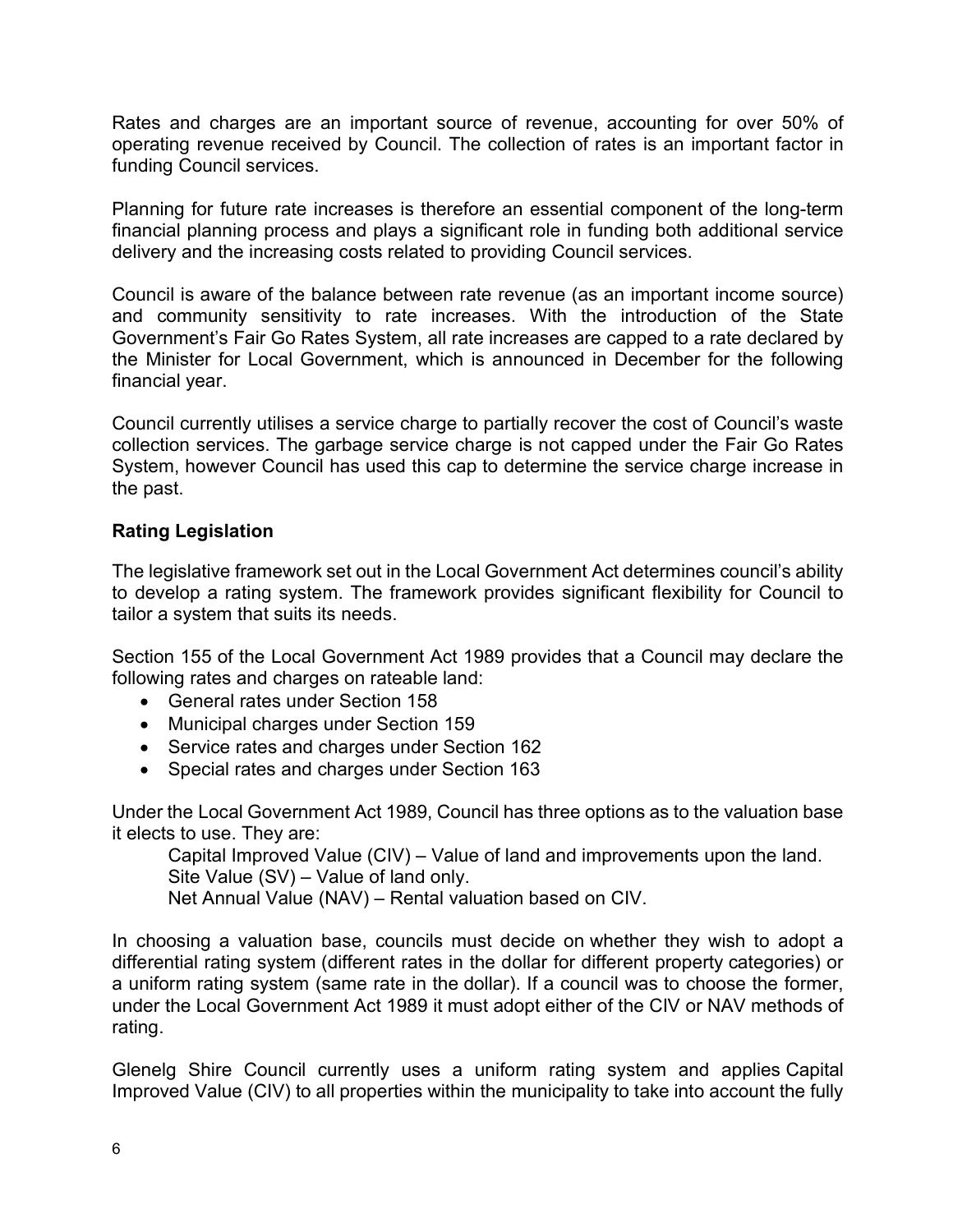Rates and charges are an important source of revenue, accounting for over 50% of operating revenue received by Council. The collection of rates is an important factor in funding Council services.

Planning for future rate increases is therefore an essential component of the long-term financial planning process and plays a significant role in funding both additional service delivery and the increasing costs related to providing Council services.

Council is aware of the balance between rate revenue (as an important income source) and community sensitivity to rate increases. With the introduction of the State Government's Fair Go Rates System, all rate increases are capped to a rate declared by the Minister for Local Government, which is announced in December for the following financial year.

Council currently utilises a service charge to partially recover the cost of Council's waste collection services. The garbage service charge is not capped under the Fair Go Rates System, however Council has used this cap to determine the service charge increase in the past.

**Rating Legislation**

The legislative framework set out in the Local Government Act determines council's ability to develop a rating system. The framework provides significant flexibility for Council to tailor a system that suits its needs.

Section 155 of the Local Government Act 1989 provides that a Council may declare the following rates and charges on rateable land:

- General rates under Section 158
- Municipal charges under Section 159
- Service rates and charges under Section 162
- Special rates and charges under Section 163

Under the Local Government Act 1989, Council has three options as to the valuation base it elects to use. They are:

Capital Improved Value (CIV) – Value of land and improvements upon the land.
Site Value (SV) – Value of land only.
Net Annual Value (NAV) – Rental valuation based on CIV.

In choosing a valuation base, councils must decide on whether they wish to adopt a differential rating system (different rates in the dollar for different property categories) or a uniform rating system (same rate in the dollar). If a council was to choose the former, under the Local Government Act 1989 it must adopt either of the CIV or NAV methods of rating.

Glenelg Shire Council currently uses a uniform rating system and applies Capital Improved Value (CIV) to all properties within the municipality to take into account the fully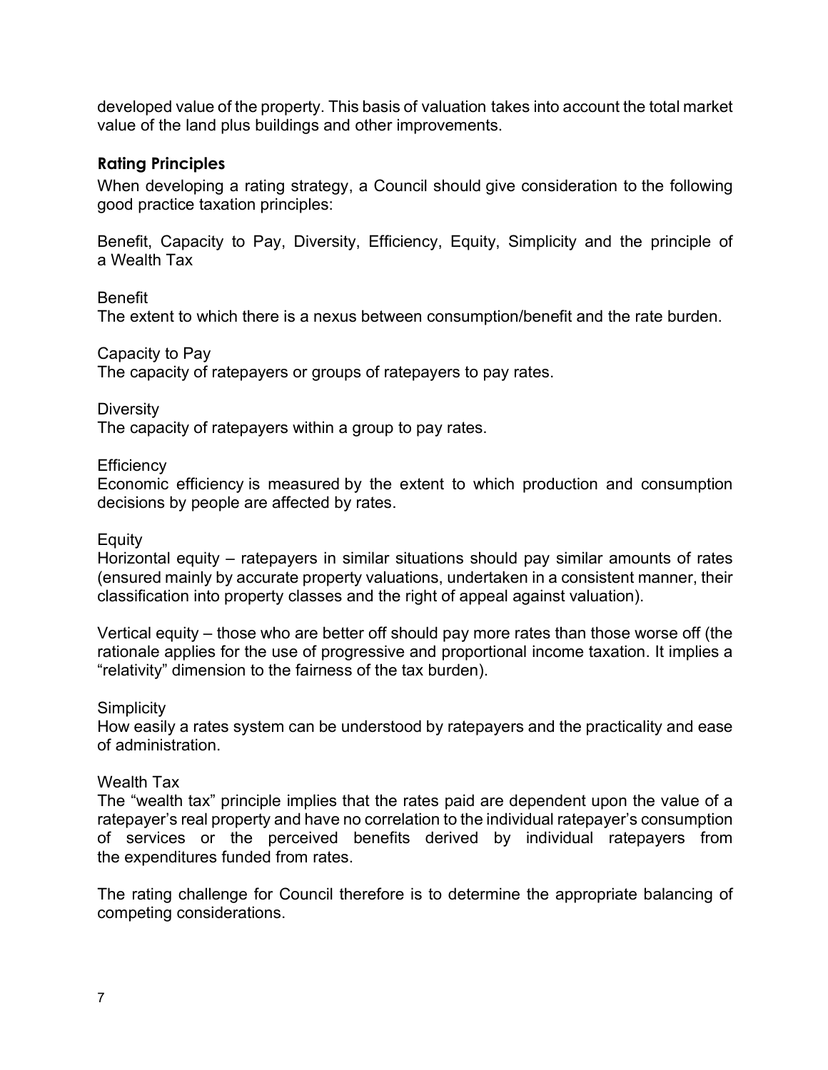developed value of the property. This basis of valuation takes into account the total market value of the land plus buildings and other improvements.

### Rating Principles

When developing a rating strategy, a Council should give consideration to the following good practice taxation principles:

Benefit, Capacity to Pay, Diversity, Efficiency, Equity, Simplicity and the principle of a Wealth Tax

Benefit
The extent to which there is a nexus between consumption/benefit and the rate burden.

Capacity to Pay
The capacity of ratepayers or groups of ratepayers to pay rates.

Diversity
The capacity of ratepayers within a group to pay rates.

Efficiency
Economic efficiency is measured by the extent to which production and consumption decisions by people are affected by rates.

Equity
Horizontal equity – ratepayers in similar situations should pay similar amounts of rates (ensured mainly by accurate property valuations, undertaken in a consistent manner, their classification into property classes and the right of appeal against valuation).

Vertical equity – those who are better off should pay more rates than those worse off (the rationale applies for the use of progressive and proportional income taxation. It implies a "relativity" dimension to the fairness of the tax burden).

Simplicity
How easily a rates system can be understood by ratepayers and the practicality and ease of administration.

Wealth Tax
The "wealth tax" principle implies that the rates paid are dependent upon the value of a ratepayer's real property and have no correlation to the individual ratepayer's consumption of services or the perceived benefits derived by individual ratepayers from the expenditures funded from rates.

The rating challenge for Council therefore is to determine the appropriate balancing of competing considerations.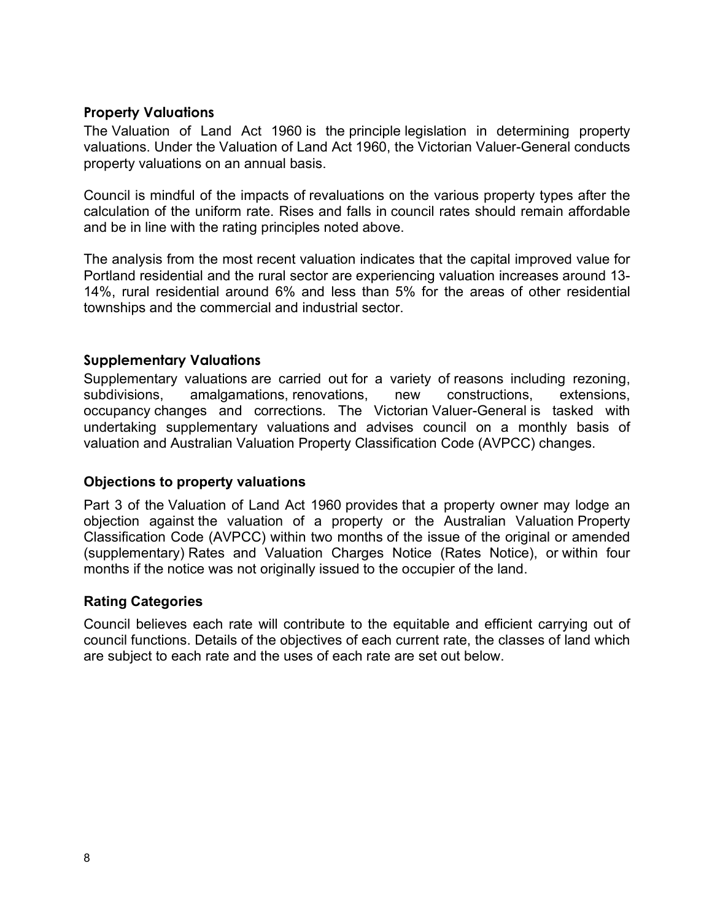### Property Valuations

The Valuation of Land Act 1960 is the principle legislation in determining property valuations. Under the Valuation of Land Act 1960, the Victorian Valuer-General conducts property valuations on an annual basis.

Council is mindful of the impacts of revaluations on the various property types after the calculation of the uniform rate. Rises and falls in council rates should remain affordable and be in line with the rating principles noted above.

The analysis from the most recent valuation indicates that the capital improved value for Portland residential and the rural sector are experiencing valuation increases around 13-14%, rural residential around 6% and less than 5% for the areas of other residential townships and the commercial and industrial sector.

### Supplementary Valuations

Supplementary valuations are carried out for a variety of reasons including rezoning, subdivisions, amalgamations, renovations, new constructions, extensions, occupancy changes and corrections. The Victorian Valuer-General is tasked with undertaking supplementary valuations and advises council on a monthly basis of valuation and Australian Valuation Property Classification Code (AVPCC) changes.

### Objections to property valuations

Part 3 of the Valuation of Land Act 1960 provides that a property owner may lodge an objection against the valuation of a property or the Australian Valuation Property Classification Code (AVPCC) within two months of the issue of the original or amended (supplementary) Rates and Valuation Charges Notice (Rates Notice), or within four months if the notice was not originally issued to the occupier of the land.

### Rating Categories

Council believes each rate will contribute to the equitable and efficient carrying out of council functions. Details of the objectives of each current rate, the classes of land which are subject to each rate and the uses of each rate are set out below.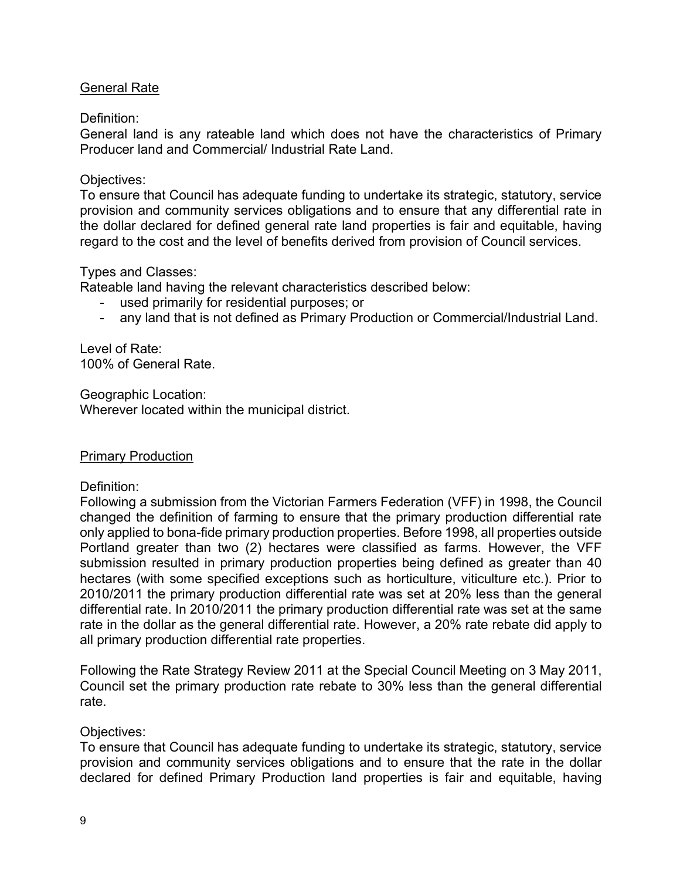<u>General Rate</u>

Definition:
General land is any rateable land which does not have the characteristics of Primary Producer land and Commercial/ Industrial Rate Land.

Objectives:
To ensure that Council has adequate funding to undertake its strategic, statutory, service provision and community services obligations and to ensure that any differential rate in the dollar declared for defined general rate land properties is fair and equitable, having regard to the cost and the level of benefits derived from provision of Council services.

Types and Classes:
Rateable land having the relevant characteristics described below:

- used primarily for residential purposes; or
- any land that is not defined as Primary Production or Commercial/Industrial Land.

Level of Rate:
100% of General Rate.

Geographic Location:
Wherever located within the municipal district.

<u>Primary Production</u>

Definition:
Following a submission from the Victorian Farmers Federation (VFF) in 1998, the Council changed the definition of farming to ensure that the primary production differential rate only applied to bona-fide primary production properties. Before 1998, all properties outside Portland greater than two (2) hectares were classified as farms. However, the VFF submission resulted in primary production properties being defined as greater than 40 hectares (with some specified exceptions such as horticulture, viticulture etc.). Prior to 2010/2011 the primary production differential rate was set at 20% less than the general differential rate. In 2010/2011 the primary production differential rate was set at the same rate in the dollar as the general differential rate. However, a 20% rate rebate did apply to all primary production differential rate properties.

Following the Rate Strategy Review 2011 at the Special Council Meeting on 3 May 2011, Council set the primary production rate rebate to 30% less than the general differential rate.

Objectives:
To ensure that Council has adequate funding to undertake its strategic, statutory, service provision and community services obligations and to ensure that the rate in the dollar declared for defined Primary Production land properties is fair and equitable, having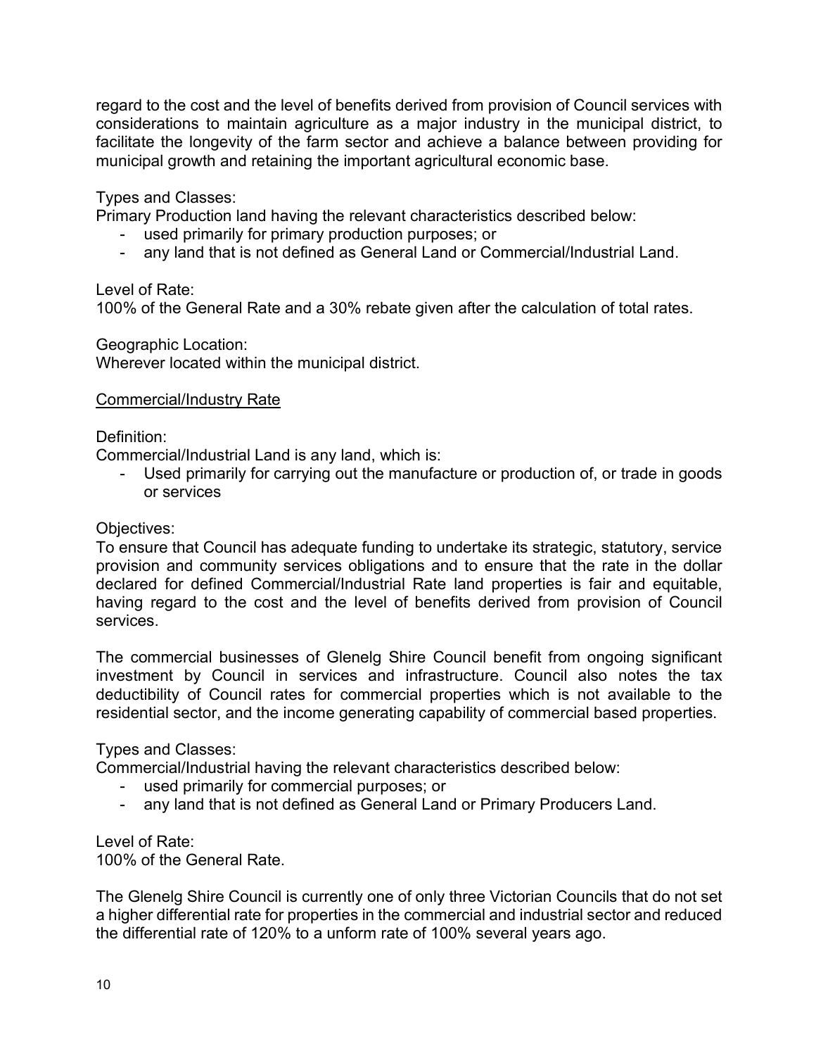regard to the cost and the level of benefits derived from provision of Council services with considerations to maintain agriculture as a major industry in the municipal district, to facilitate the longevity of the farm sector and achieve a balance between providing for municipal growth and retaining the important agricultural economic base.

Types and Classes:
Primary Production land having the relevant characteristics described below:

- used primarily for primary production purposes; or
- any land that is not defined as General Land or Commercial/Industrial Land.

Level of Rate:
100% of the General Rate and a 30% rebate given after the calculation of total rates.

Geographic Location:
Wherever located within the municipal district.

<u>Commercial/Industry Rate</u>

Definition:
Commercial/Industrial Land is any land, which is:

- Used primarily for carrying out the manufacture or production of, or trade in goods or services

Objectives:
To ensure that Council has adequate funding to undertake its strategic, statutory, service provision and community services obligations and to ensure that the rate in the dollar declared for defined Commercial/Industrial Rate land properties is fair and equitable, having regard to the cost and the level of benefits derived from provision of Council services.

The commercial businesses of Glenelg Shire Council benefit from ongoing significant investment by Council in services and infrastructure. Council also notes the tax deductibility of Council rates for commercial properties which is not available to the residential sector, and the income generating capability of commercial based properties.

Types and Classes:
Commercial/Industrial having the relevant characteristics described below:

- used primarily for commercial purposes; or
- any land that is not defined as General Land or Primary Producers Land.

Level of Rate:
100% of the General Rate.

The Glenelg Shire Council is currently one of only three Victorian Councils that do not set a higher differential rate for properties in the commercial and industrial sector and reduced the differential rate of 120% to a unform rate of 100% several years ago.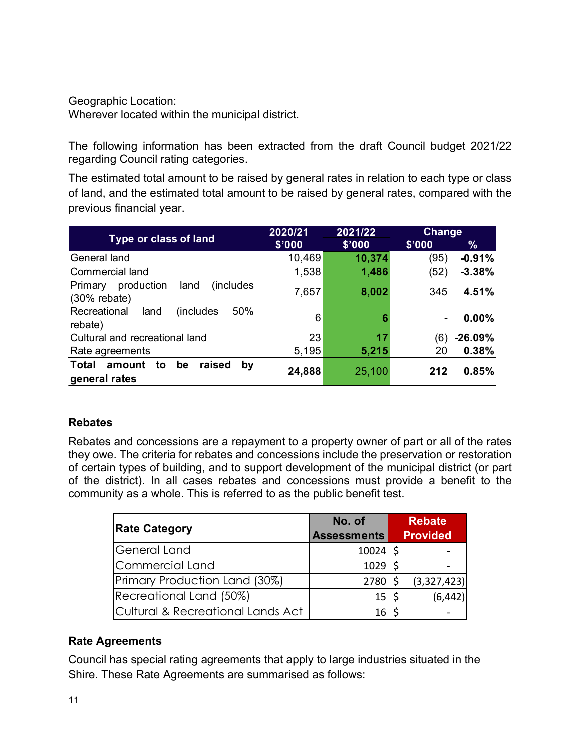Geographic Location:
Wherever located within the municipal district.

The following information has been extracted from the draft Council budget 2021/22 regarding Council rating categories.

The estimated total amount to be raised by general rates in relation to each type or class of land, and the estimated total amount to be raised by general rates, compared with the previous financial year.

| Type or class of land | 2020/21 $'000 | 2021/22 $'000 | Change $'000 | Change % |
|---|---|---|---|---|
| General land | 10,469 | **10,374** | (95) | **-0.91%** |
| Commercial land | 1,538 | **1,486** | (52) | **-3.38%** |
| Primary production land (includes (30% rebate) | 7,657 | **8,002** | 345 | **4.51%** |
| Recreational land (includes 50% rebate) | 6 | **6** | - | **0.00%** |
| Cultural and recreational land | 23 | **17** | (6) | **-26.09%** |
| Rate agreements | 5,195 | **5,215** | 20 | **0.38%** |
| **Total amount to be raised by general rates** | **24,888** | 25,100 | **212** | **0.85%** |

### Rebates

Rebates and concessions are a repayment to a property owner of part or all of the rates they owe. The criteria for rebates and concessions include the preservation or restoration of certain types of building, and to support development of the municipal district (or part of the district). In all cases rebates and concessions must provide a benefit to the community as a whole. This is referred to as the public benefit test.

| Rate Category | No. of Assessments | Rebate Provided |
|---|---|---|
| General Land | 10024 | $ - |
| Commercial Land | 1029 | $ - |
| Primary Production Land (30%) | 2780 | $ (3,327,423) |
| Recreational Land (50%) | 15 | $ (6,442) |
| Cultural & Recreational Lands Act | 16 | $ - |

### Rate Agreements

Council has special rating agreements that apply to large industries situated in the Shire. These Rate Agreements are summarised as follows: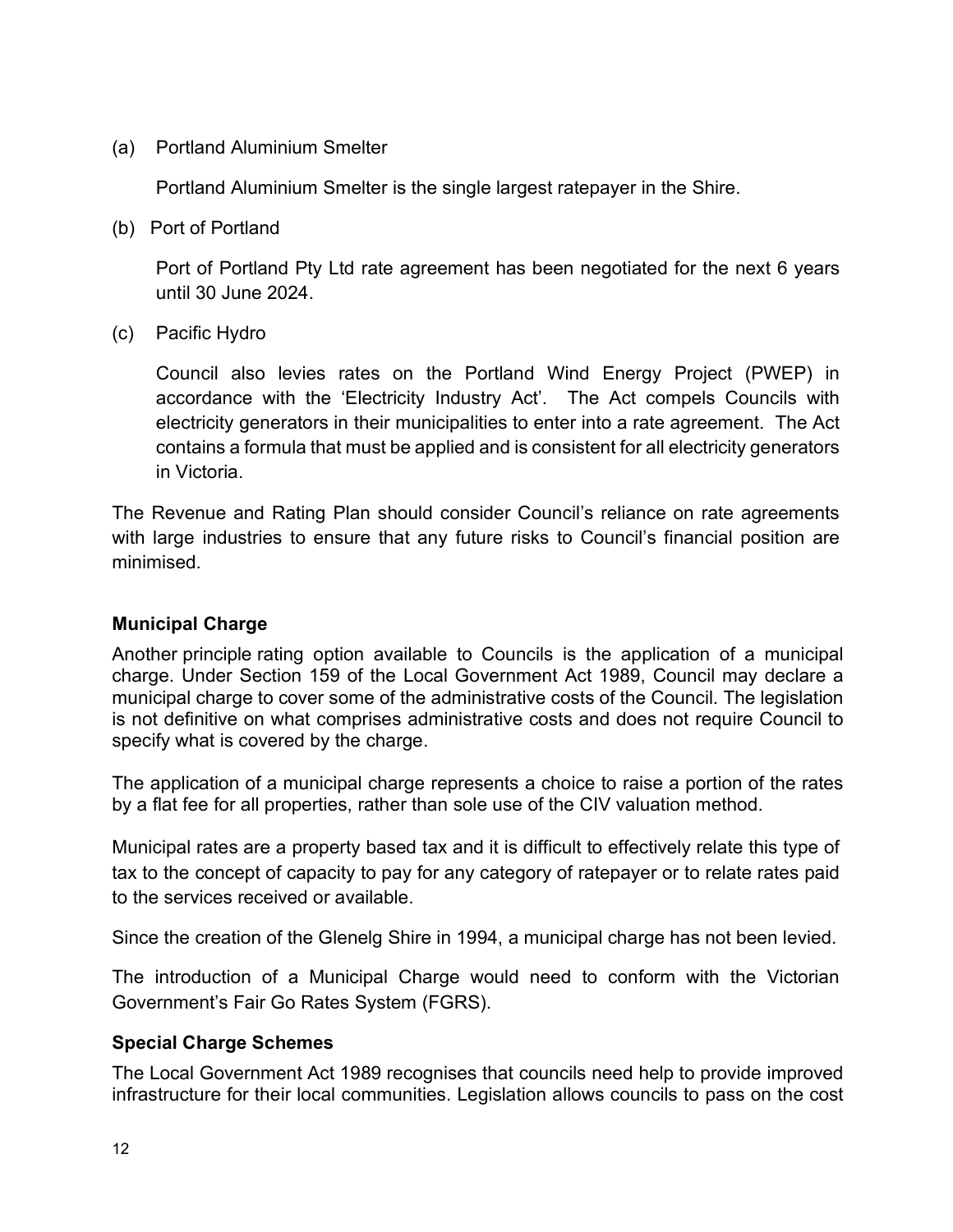(a) Portland Aluminium Smelter

Portland Aluminium Smelter is the single largest ratepayer in the Shire.

(b) Port of Portland

Port of Portland Pty Ltd rate agreement has been negotiated for the next 6 years until 30 June 2024.

(c) Pacific Hydro

Council also levies rates on the Portland Wind Energy Project (PWEP) in accordance with the 'Electricity Industry Act'. The Act compels Councils with electricity generators in their municipalities to enter into a rate agreement. The Act contains a formula that must be applied and is consistent for all electricity generators in Victoria.

The Revenue and Rating Plan should consider Council's reliance on rate agreements with large industries to ensure that any future risks to Council's financial position are minimised.

### Municipal Charge

Another principle rating option available to Councils is the application of a municipal charge. Under Section 159 of the Local Government Act 1989, Council may declare a municipal charge to cover some of the administrative costs of the Council. The legislation is not definitive on what comprises administrative costs and does not require Council to specify what is covered by the charge.

The application of a municipal charge represents a choice to raise a portion of the rates by a flat fee for all properties, rather than sole use of the CIV valuation method.

Municipal rates are a property based tax and it is difficult to effectively relate this type of tax to the concept of capacity to pay for any category of ratepayer or to relate rates paid to the services received or available.

Since the creation of the Glenelg Shire in 1994, a municipal charge has not been levied.

The introduction of a Municipal Charge would need to conform with the Victorian Government's Fair Go Rates System (FGRS).

### Special Charge Schemes

The Local Government Act 1989 recognises that councils need help to provide improved infrastructure for their local communities. Legislation allows councils to pass on the cost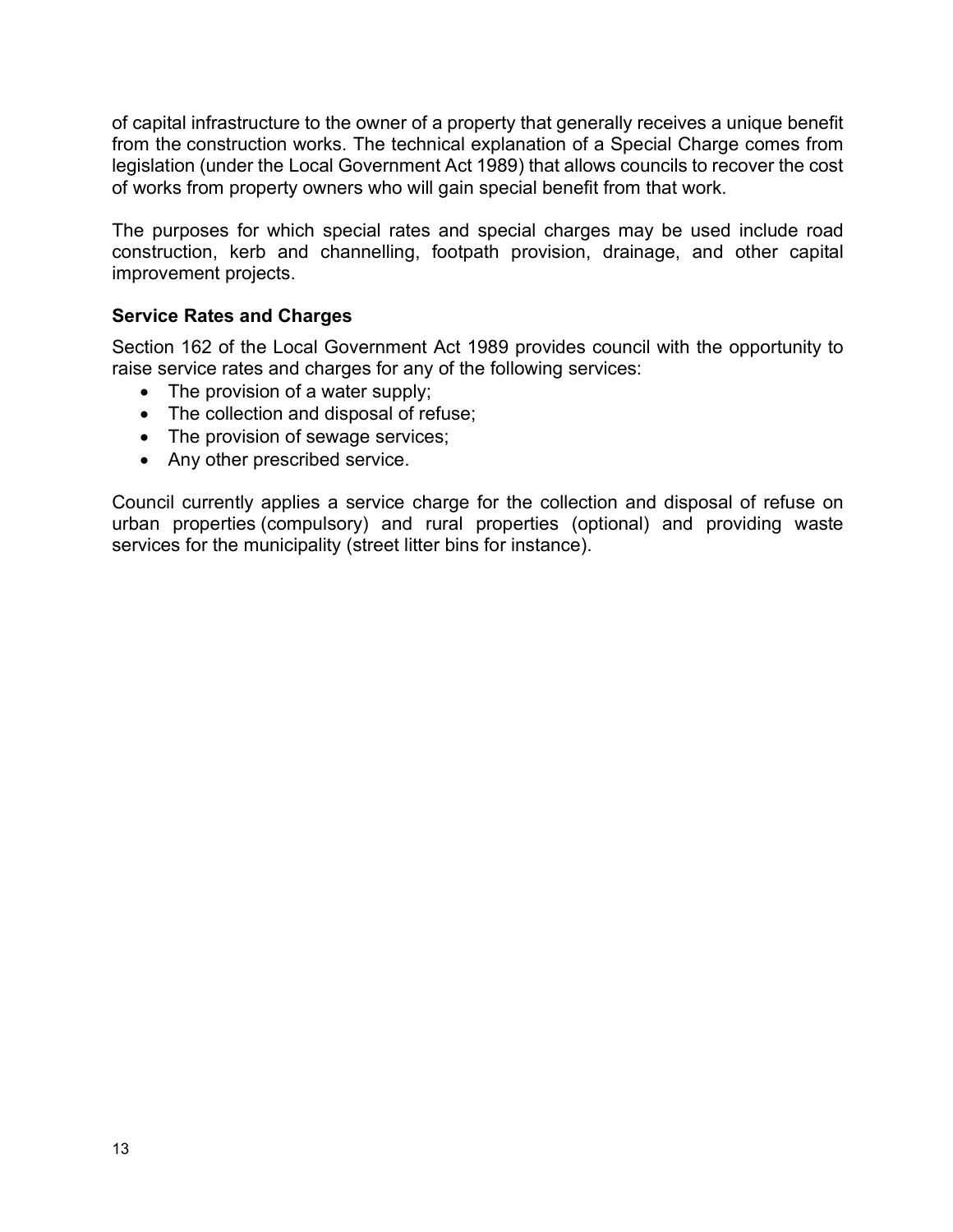of capital infrastructure to the owner of a property that generally receives a unique benefit from the construction works. The technical explanation of a Special Charge comes from legislation (under the Local Government Act 1989) that allows councils to recover the cost of works from property owners who will gain special benefit from that work.

The purposes for which special rates and special charges may be used include road construction, kerb and channelling, footpath provision, drainage, and other capital improvement projects.

### Service Rates and Charges

Section 162 of the Local Government Act 1989 provides council with the opportunity to raise service rates and charges for any of the following services:

- The provision of a water supply;
- The collection and disposal of refuse;
- The provision of sewage services;
- Any other prescribed service.

Council currently applies a service charge for the collection and disposal of refuse on urban properties (compulsory) and rural properties (optional) and providing waste services for the municipality (street litter bins for instance).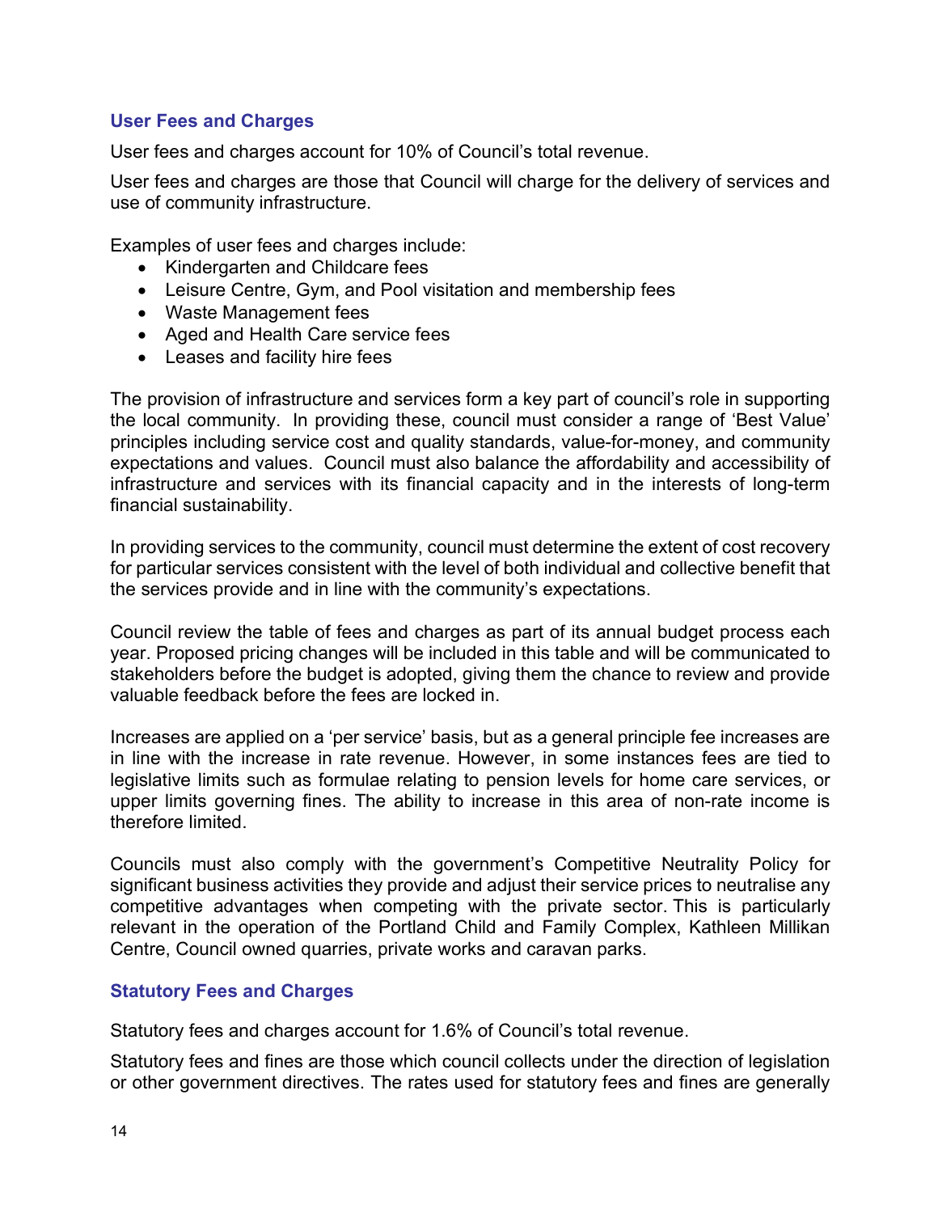### User Fees and Charges

User fees and charges account for 10% of Council's total revenue.

User fees and charges are those that Council will charge for the delivery of services and use of community infrastructure.

Examples of user fees and charges include:

- Kindergarten and Childcare fees
- Leisure Centre, Gym, and Pool visitation and membership fees
- Waste Management fees
- Aged and Health Care service fees
- Leases and facility hire fees

The provision of infrastructure and services form a key part of council's role in supporting the local community. In providing these, council must consider a range of 'Best Value' principles including service cost and quality standards, value-for-money, and community expectations and values. Council must also balance the affordability and accessibility of infrastructure and services with its financial capacity and in the interests of long-term financial sustainability.

In providing services to the community, council must determine the extent of cost recovery for particular services consistent with the level of both individual and collective benefit that the services provide and in line with the community's expectations.

Council review the table of fees and charges as part of its annual budget process each year. Proposed pricing changes will be included in this table and will be communicated to stakeholders before the budget is adopted, giving them the chance to review and provide valuable feedback before the fees are locked in.

Increases are applied on a 'per service' basis, but as a general principle fee increases are in line with the increase in rate revenue. However, in some instances fees are tied to legislative limits such as formulae relating to pension levels for home care services, or upper limits governing fines. The ability to increase in this area of non-rate income is therefore limited.

Councils must also comply with the government's Competitive Neutrality Policy for significant business activities they provide and adjust their service prices to neutralise any competitive advantages when competing with the private sector. This is particularly relevant in the operation of the Portland Child and Family Complex, Kathleen Millikan Centre, Council owned quarries, private works and caravan parks.

### Statutory Fees and Charges

Statutory fees and charges account for 1.6% of Council's total revenue.

Statutory fees and fines are those which council collects under the direction of legislation or other government directives. The rates used for statutory fees and fines are generally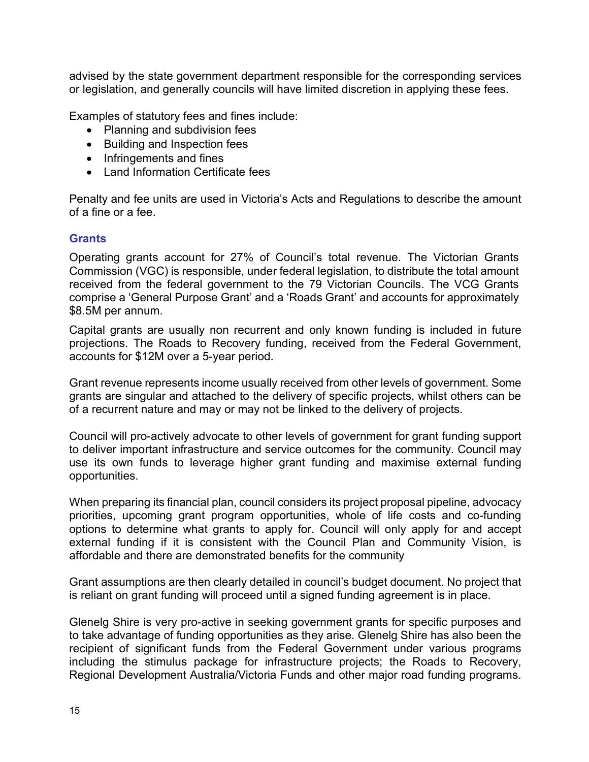advised by the state government department responsible for the corresponding services or legislation, and generally councils will have limited discretion in applying these fees.

Examples of statutory fees and fines include:

- Planning and subdivision fees
- Building and Inspection fees
- Infringements and fines
- Land Information Certificate fees

Penalty and fee units are used in Victoria's Acts and Regulations to describe the amount of a fine or a fee.

### Grants

Operating grants account for 27% of Council's total revenue. The Victorian Grants Commission (VGC) is responsible, under federal legislation, to distribute the total amount received from the federal government to the 79 Victorian Councils. The VCG Grants comprise a 'General Purpose Grant' and a 'Roads Grant' and accounts for approximately $8.5M per annum.

Capital grants are usually non recurrent and only known funding is included in future projections. The Roads to Recovery funding, received from the Federal Government, accounts for $12M over a 5-year period.

Grant revenue represents income usually received from other levels of government. Some grants are singular and attached to the delivery of specific projects, whilst others can be of a recurrent nature and may or may not be linked to the delivery of projects.

Council will pro-actively advocate to other levels of government for grant funding support to deliver important infrastructure and service outcomes for the community. Council may use its own funds to leverage higher grant funding and maximise external funding opportunities.

When preparing its financial plan, council considers its project proposal pipeline, advocacy priorities, upcoming grant program opportunities, whole of life costs and co-funding options to determine what grants to apply for. Council will only apply for and accept external funding if it is consistent with the Council Plan and Community Vision, is affordable and there are demonstrated benefits for the community

Grant assumptions are then clearly detailed in council's budget document. No project that is reliant on grant funding will proceed until a signed funding agreement is in place.

Glenelg Shire is very pro-active in seeking government grants for specific purposes and to take advantage of funding opportunities as they arise. Glenelg Shire has also been the recipient of significant funds from the Federal Government under various programs including the stimulus package for infrastructure projects; the Roads to Recovery, Regional Development Australia/Victoria Funds and other major road funding programs.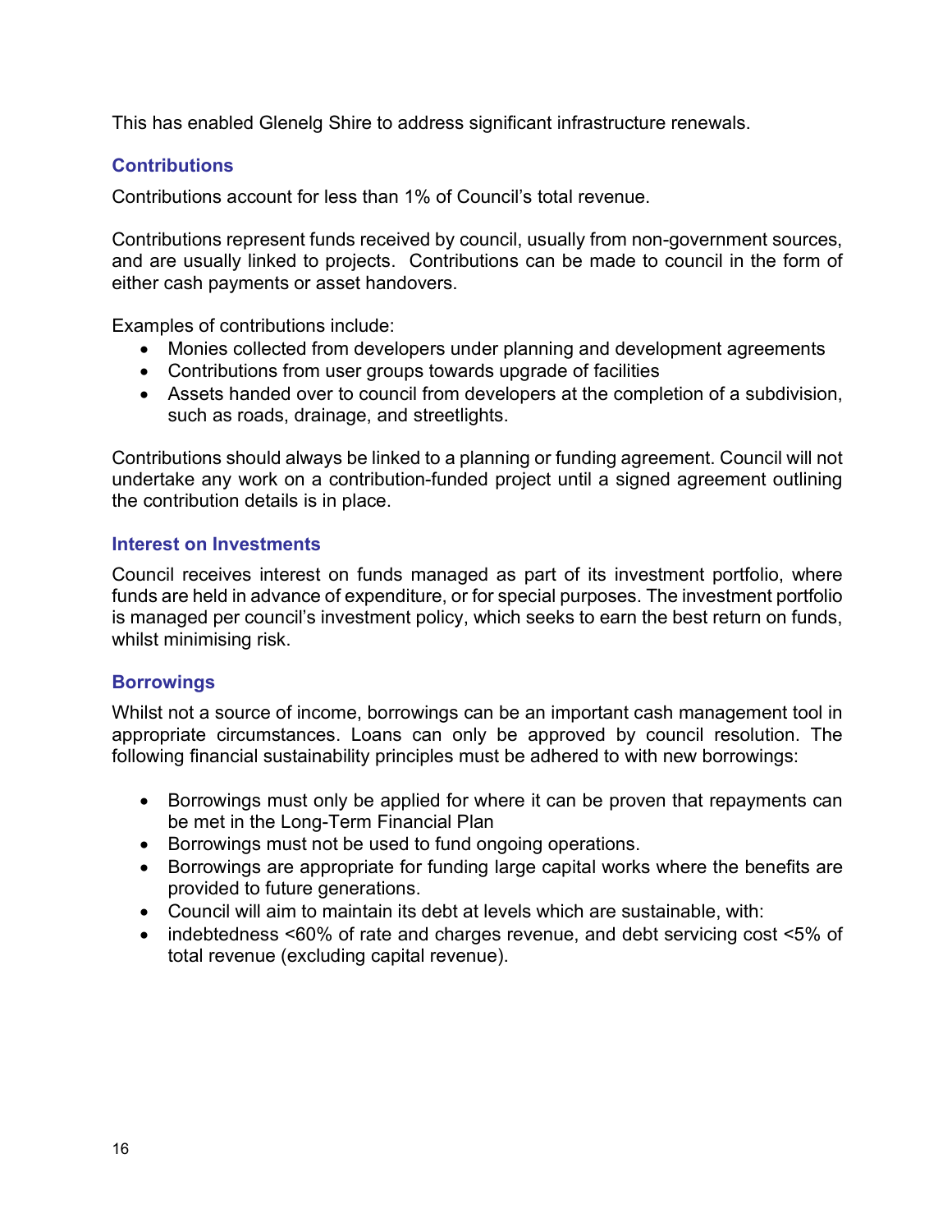This has enabled Glenelg Shire to address significant infrastructure renewals.

### Contributions

Contributions account for less than 1% of Council's total revenue.

Contributions represent funds received by council, usually from non-government sources, and are usually linked to projects. Contributions can be made to council in the form of either cash payments or asset handovers.

Examples of contributions include:

- Monies collected from developers under planning and development agreements
- Contributions from user groups towards upgrade of facilities
- Assets handed over to council from developers at the completion of a subdivision, such as roads, drainage, and streetlights.

Contributions should always be linked to a planning or funding agreement. Council will not undertake any work on a contribution-funded project until a signed agreement outlining the contribution details is in place.

### Interest on Investments

Council receives interest on funds managed as part of its investment portfolio, where funds are held in advance of expenditure, or for special purposes. The investment portfolio is managed per council's investment policy, which seeks to earn the best return on funds, whilst minimising risk.

### Borrowings

Whilst not a source of income, borrowings can be an important cash management tool in appropriate circumstances. Loans can only be approved by council resolution. The following financial sustainability principles must be adhered to with new borrowings:

- Borrowings must only be applied for where it can be proven that repayments can be met in the Long-Term Financial Plan
- Borrowings must not be used to fund ongoing operations.
- Borrowings are appropriate for funding large capital works where the benefits are provided to future generations.
- Council will aim to maintain its debt at levels which are sustainable, with:
- indebtedness <60% of rate and charges revenue, and debt servicing cost <5% of total revenue (excluding capital revenue).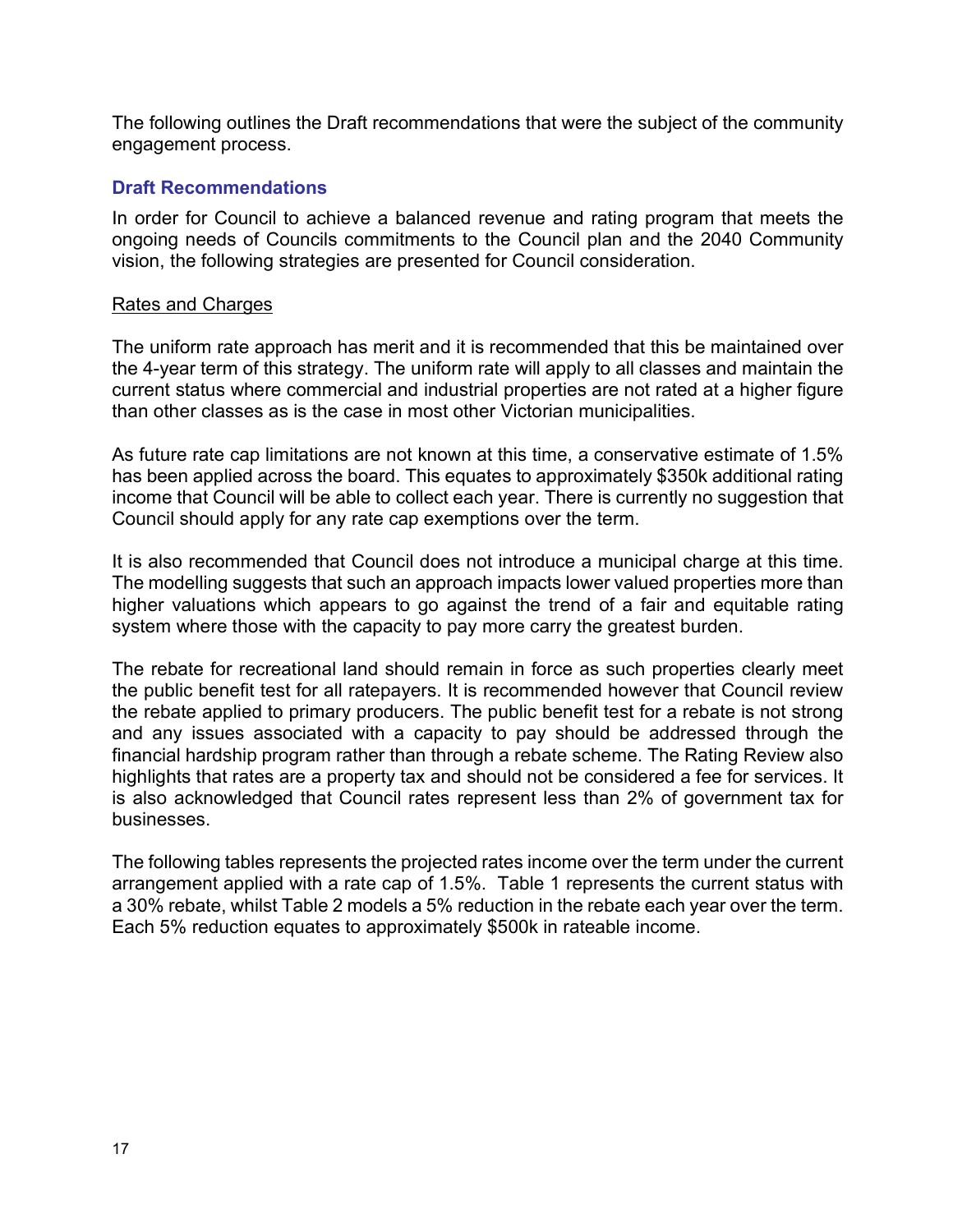The following outlines the Draft recommendations that were the subject of the community engagement process.

## Draft Recommendations

In order for Council to achieve a balanced revenue and rating program that meets the ongoing needs of Councils commitments to the Council plan and the 2040 Community vision, the following strategies are presented for Council consideration.

### Rates and Charges

The uniform rate approach has merit and it is recommended that this be maintained over the 4-year term of this strategy. The uniform rate will apply to all classes and maintain the current status where commercial and industrial properties are not rated at a higher figure than other classes as is the case in most other Victorian municipalities.

As future rate cap limitations are not known at this time, a conservative estimate of 1.5% has been applied across the board. This equates to approximately $350k additional rating income that Council will be able to collect each year. There is currently no suggestion that Council should apply for any rate cap exemptions over the term.

It is also recommended that Council does not introduce a municipal charge at this time. The modelling suggests that such an approach impacts lower valued properties more than higher valuations which appears to go against the trend of a fair and equitable rating system where those with the capacity to pay more carry the greatest burden.

The rebate for recreational land should remain in force as such properties clearly meet the public benefit test for all ratepayers. It is recommended however that Council review the rebate applied to primary producers. The public benefit test for a rebate is not strong and any issues associated with a capacity to pay should be addressed through the financial hardship program rather than through a rebate scheme. The Rating Review also highlights that rates are a property tax and should not be considered a fee for services. It is also acknowledged that Council rates represent less than 2% of government tax for businesses.

The following tables represents the projected rates income over the term under the current arrangement applied with a rate cap of 1.5%. Table 1 represents the current status with a 30% rebate, whilst Table 2 models a 5% reduction in the rebate each year over the term. Each 5% reduction equates to approximately $500k in rateable income.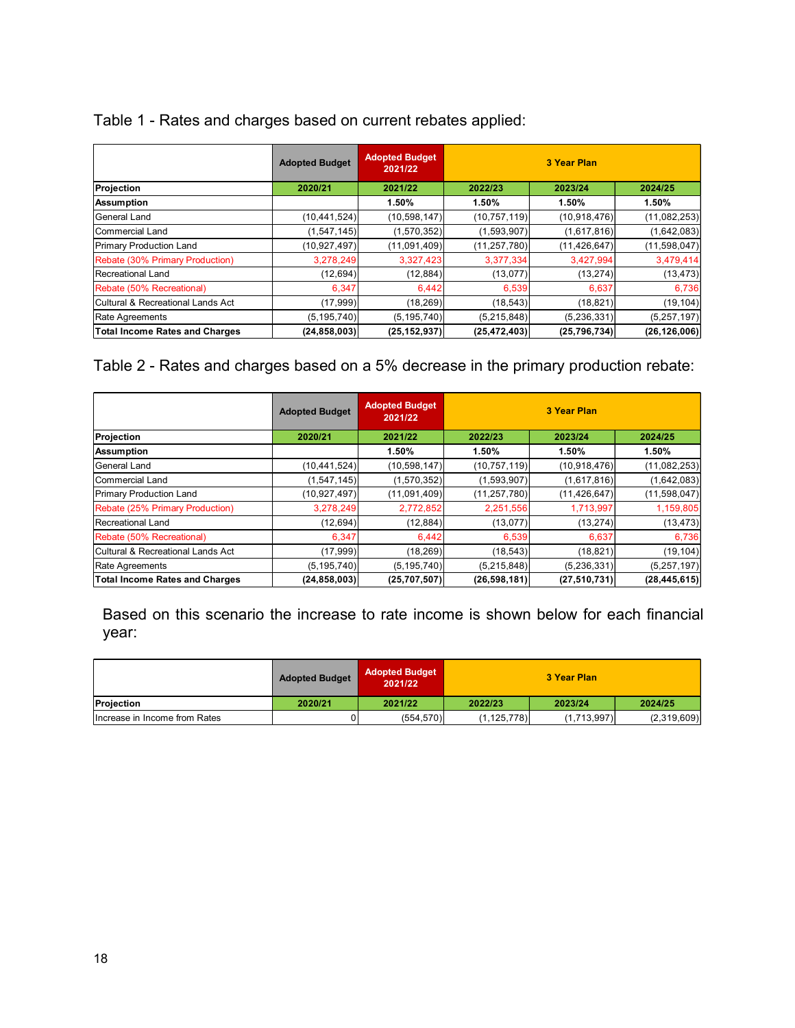Table 1 - Rates and charges based on current rebates applied:

| | Adopted Budget | Adopted Budget 2021/22 | 3 Year Plan | | |
|---|---|---|---|---|---|
| **Projection** | **2020/21** | **2021/22** | **2022/23** | **2023/24** | **2024/25** |
| **Assumption** | | **1.50%** | **1.50%** | **1.50%** | **1.50%** |
| General Land | (10,441,524) | (10,598,147) | (10,757,119) | (10,918,476) | (11,082,253) |
| Commercial Land | (1,547,145) | (1,570,352) | (1,593,907) | (1,617,816) | (1,642,083) |
| Primary Production Land | (10,927,497) | (11,091,409) | (11,257,780) | (11,426,647) | (11,598,047) |
| Rebate (30% Primary Production) | 3,278,249 | 3,327,423 | 3,377,334 | 3,427,994 | 3,479,414 |
| Recreational Land | (12,694) | (12,884) | (13,077) | (13,274) | (13,473) |
| Rebate (50% Recreational) | 6,347 | 6,442 | 6,539 | 6,637 | 6,736 |
| Cultural & Recreational Lands Act | (17,999) | (18,269) | (18,543) | (18,821) | (19,104) |
| Rate Agreements | (5,195,740) | (5,195,740) | (5,215,848) | (5,236,331) | (5,257,197) |
| **Total Income Rates and Charges** | **(24,858,003)** | **(25,152,937)** | **(25,472,403)** | **(25,796,734)** | **(26,126,006)** |

Table 2 - Rates and charges based on a 5% decrease in the primary production rebate:

| | Adopted Budget | Adopted Budget 2021/22 | 3 Year Plan | | |
|---|---|---|---|---|---|
| **Projection** | **2020/21** | **2021/22** | **2022/23** | **2023/24** | **2024/25** |
| **Assumption** | | **1.50%** | **1.50%** | **1.50%** | **1.50%** |
| General Land | (10,441,524) | (10,598,147) | (10,757,119) | (10,918,476) | (11,082,253) |
| Commercial Land | (1,547,145) | (1,570,352) | (1,593,907) | (1,617,816) | (1,642,083) |
| Primary Production Land | (10,927,497) | (11,091,409) | (11,257,780) | (11,426,647) | (11,598,047) |
| Rebate (25% Primary Production) | 3,278,249 | 2,772,852 | 2,251,556 | 1,713,997 | 1,159,805 |
| Recreational Land | (12,694) | (12,884) | (13,077) | (13,274) | (13,473) |
| Rebate (50% Recreational) | 6,347 | 6,442 | 6,539 | 6,637 | 6,736 |
| Cultural & Recreational Lands Act | (17,999) | (18,269) | (18,543) | (18,821) | (19,104) |
| Rate Agreements | (5,195,740) | (5,195,740) | (5,215,848) | (5,236,331) | (5,257,197) |
| **Total Income Rates and Charges** | **(24,858,003)** | **(25,707,507)** | **(26,598,181)** | **(27,510,731)** | **(28,445,615)** |

Based on this scenario the increase to rate income is shown below for each financial year:

| | Adopted Budget | Adopted Budget 2021/22 | 3 Year Plan | | |
|---|---|---|---|---|---|
| **Projection** | **2020/21** | **2021/22** | **2022/23** | **2023/24** | **2024/25** |
| Increase in Income from Rates | 0 | (554,570) | (1,125,778) | (1,713,997) | (2,319,609) |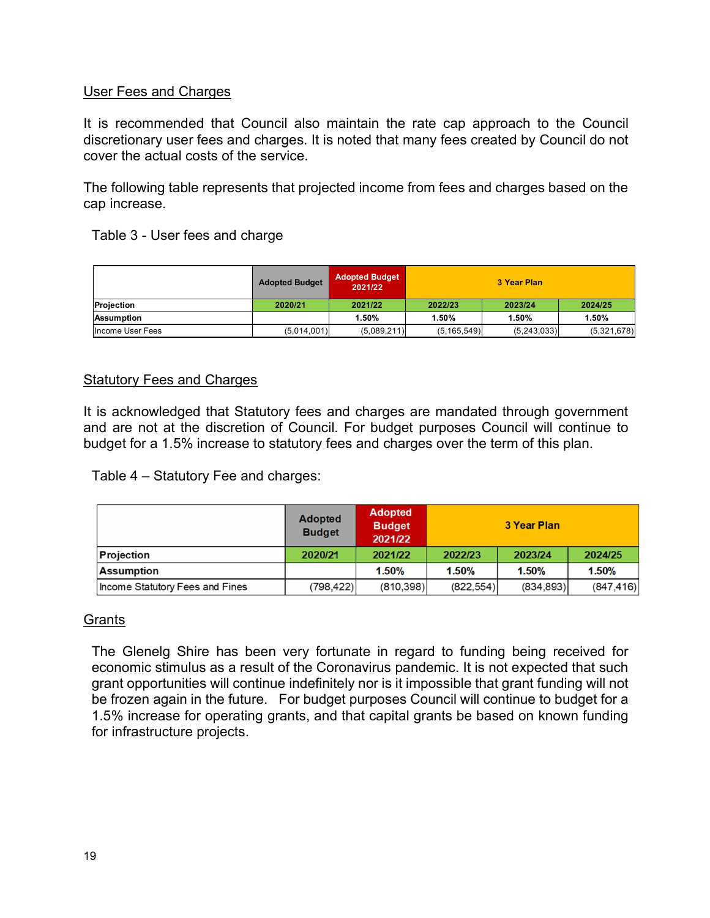## User Fees and Charges

It is recommended that Council also maintain the rate cap approach to the Council discretionary user fees and charges. It is noted that many fees created by Council do not cover the actual costs of the service.

The following table represents that projected income from fees and charges based on the cap increase.

Table 3 - User fees and charge

| | Adopted Budget | Adopted Budget 2021/22 | 3 Year Plan | | |
|---|---|---|---|---|---|
| Projection | 2020/21 | 2021/22 | 2022/23 | 2023/24 | 2024/25 |
| Assumption | | 1.50% | 1.50% | 1.50% | 1.50% |
| Income User Fees | (5,014,001) | (5,089,211) | (5,165,549) | (5,243,033) | (5,321,678) |

## Statutory Fees and Charges

It is acknowledged that Statutory fees and charges are mandated through government and are not at the discretion of Council. For budget purposes Council will continue to budget for a 1.5% increase to statutory fees and charges over the term of this plan.

Table 4 – Statutory Fee and charges:

| | Adopted Budget | Adopted Budget 2021/22 | 3 Year Plan | | |
|---|---|---|---|---|---|
| Projection | 2020/21 | 2021/22 | 2022/23 | 2023/24 | 2024/25 |
| Assumption | | 1.50% | 1.50% | 1.50% | 1.50% |
| Income Statutory Fees and Fines | (798,422) | (810,398) | (822,554) | (834,893) | (847,416) |

## Grants

The Glenelg Shire has been very fortunate in regard to funding being received for economic stimulus as a result of the Coronavirus pandemic. It is not expected that such grant opportunities will continue indefinitely nor is it impossible that grant funding will not be frozen again in the future. For budget purposes Council will continue to budget for a 1.5% increase for operating grants, and that capital grants be based on known funding for infrastructure projects.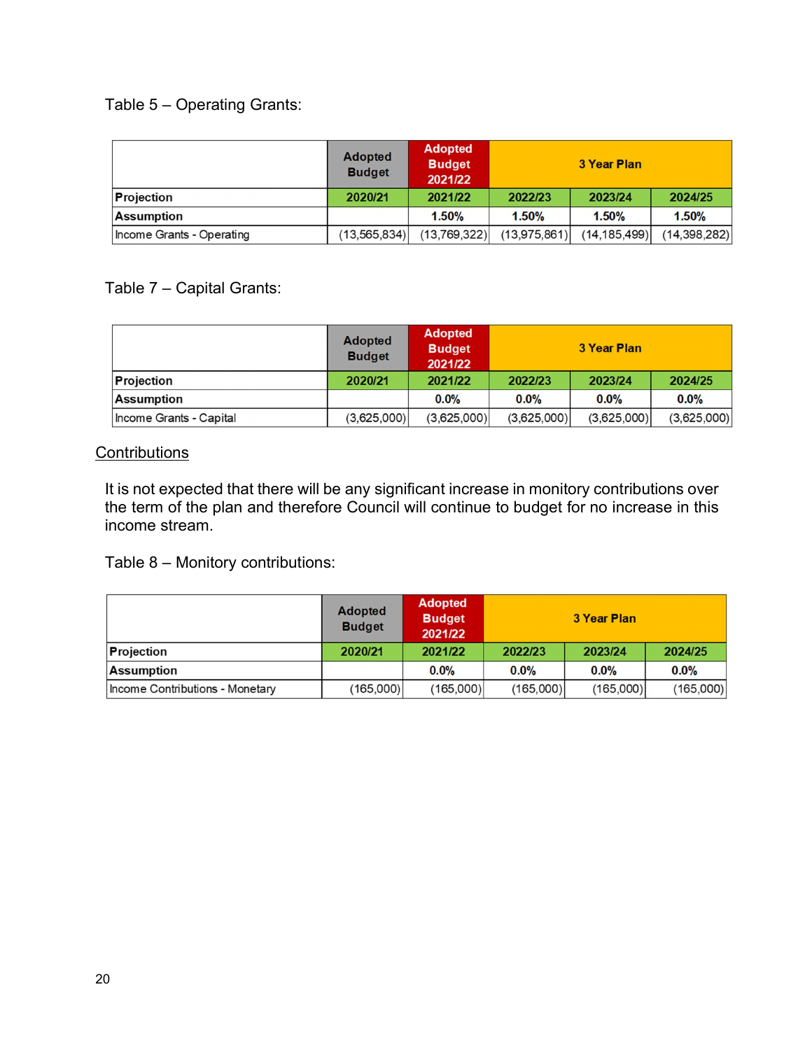Table 5 – Operating Grants:

| | Adopted Budget | Adopted Budget 2021/22 | 3 Year Plan | | |
|---|---|---|---|---|---|
| **Projection** | **2020/21** | **2021/22** | **2022/23** | **2023/24** | **2024/25** |
| **Assumption** | | **1.50%** | **1.50%** | **1.50%** | **1.50%** |
| Income Grants - Operating | (13,565,834) | (13,769,322) | (13,975,861) | (14,185,499) | (14,398,282) |

Table 7 – Capital Grants:

| | Adopted Budget | Adopted Budget 2021/22 | 3 Year Plan | | |
|---|---|---|---|---|---|
| **Projection** | **2020/21** | **2021/22** | **2022/23** | **2023/24** | **2024/25** |
| **Assumption** | | **0.0%** | **0.0%** | **0.0%** | **0.0%** |
| Income Grants - Capital | (3,625,000) | (3,625,000) | (3,625,000) | (3,625,000) | (3,625,000) |

## Contributions

It is not expected that there will be any significant increase in monitory contributions over the term of the plan and therefore Council will continue to budget for no increase in this income stream.

Table 8 – Monitory contributions:

| | Adopted Budget | Adopted Budget 2021/22 | 3 Year Plan | | |
|---|---|---|---|---|---|
| **Projection** | **2020/21** | **2021/22** | **2022/23** | **2023/24** | **2024/25** |
| **Assumption** | | **0.0%** | **0.0%** | **0.0%** | **0.0%** |
| Income Contributions - Monetary | (165,000) | (165,000) | (165,000) | (165,000) | (165,000) |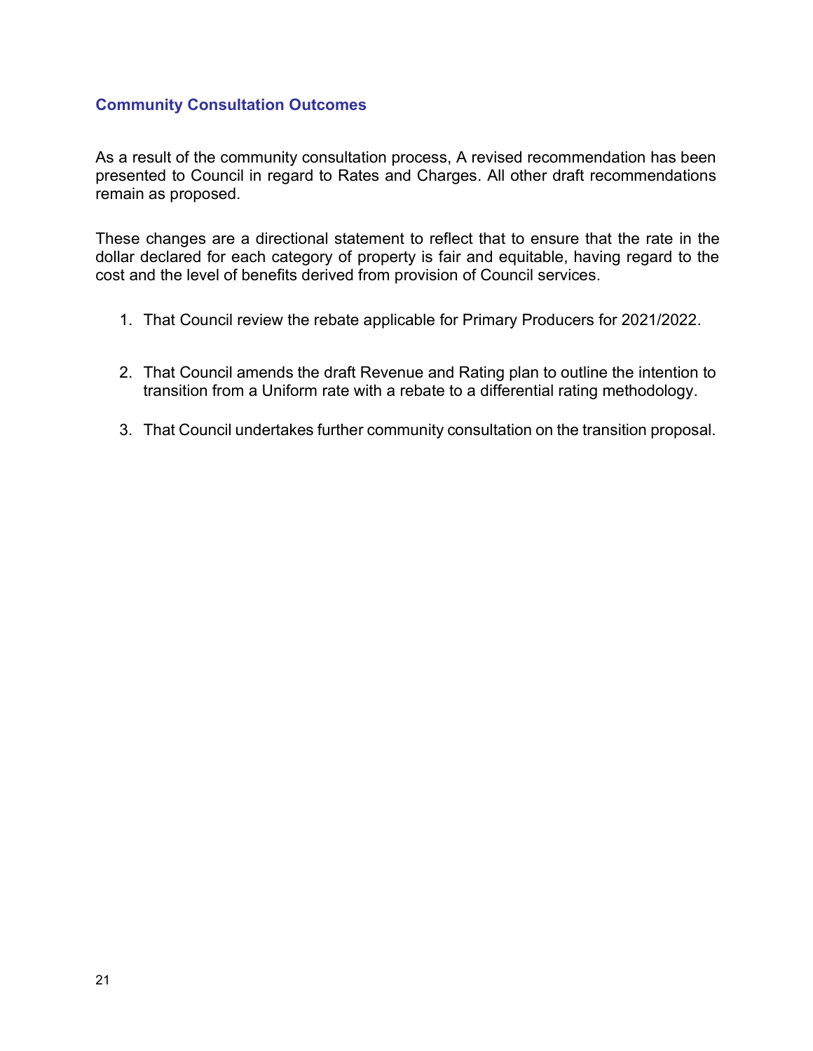## Community Consultation Outcomes

As a result of the community consultation process, A revised recommendation has been presented to Council in regard to Rates and Charges. All other draft recommendations remain as proposed.

These changes are a directional statement to reflect that to ensure that the rate in the dollar declared for each category of property is fair and equitable, having regard to the cost and the level of benefits derived from provision of Council services.

1. That Council review the rebate applicable for Primary Producers for 2021/2022.

2. That Council amends the draft Revenue and Rating plan to outline the intention to transition from a Uniform rate with a rebate to a differential rating methodology.

3. That Council undertakes further community consultation on the transition proposal.